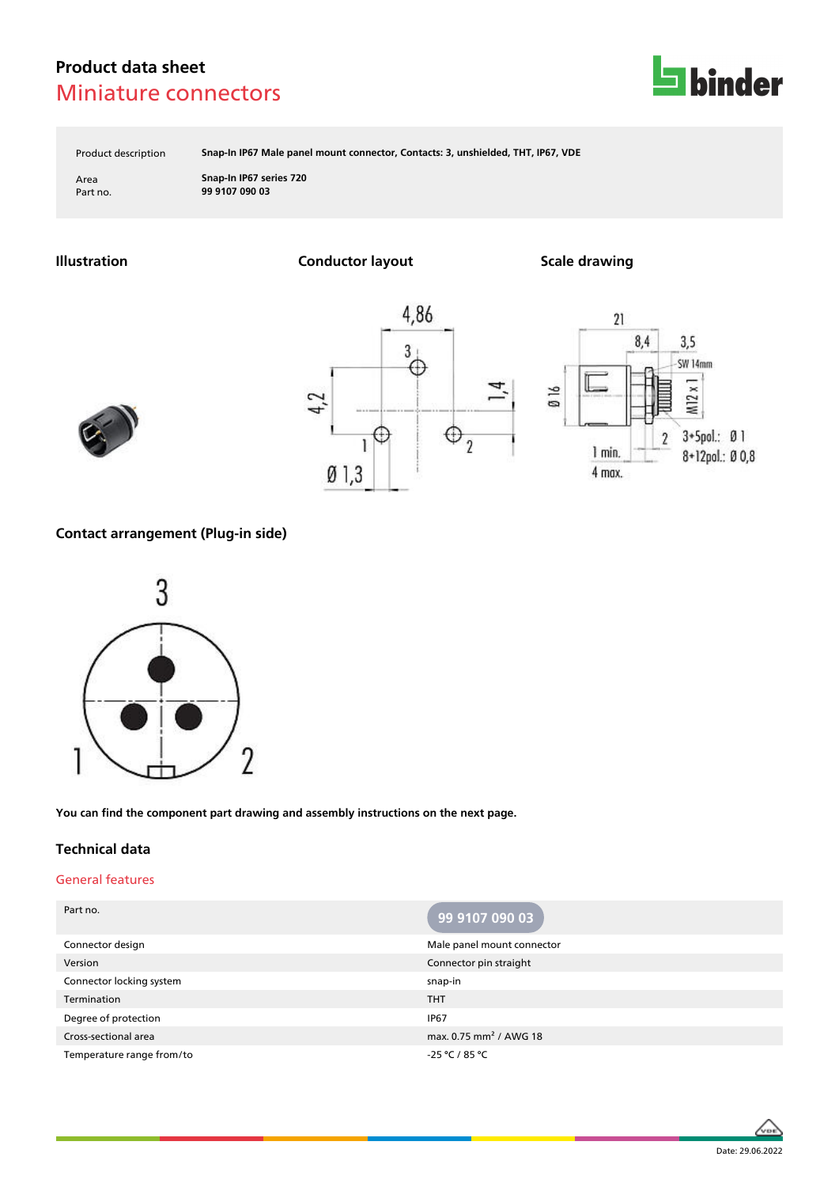# Product data sheet
## Miniature connectors

| | |
|---|---|
| Product description | Snap-In IP67 Male panel mount connector, Contacts: 3, unshielded, THT, IP67, VDE |
| Area | Snap-In IP67 series 720 |
| Part no. | 99 9107 090 03 |

### Illustration

### Conductor layout

### Scale drawing

### Contact arrangement (Plug-in side)

You can find the component part drawing and assembly instructions on the next page.

## Technical data

### General features

| Part no. | 99 9107 090 03 |
|---|---|
| Connector design | Male panel mount connector |
| Version | Connector pin straight |
| Connector locking system | snap-in |
| Termination | THT |
| Degree of protection | IP67 |
| Cross-sectional area | max. 0.75 mm² / AWG 18 |
| Temperature range from/to | -25 °C / 85 °C |

Date: 29.06.2022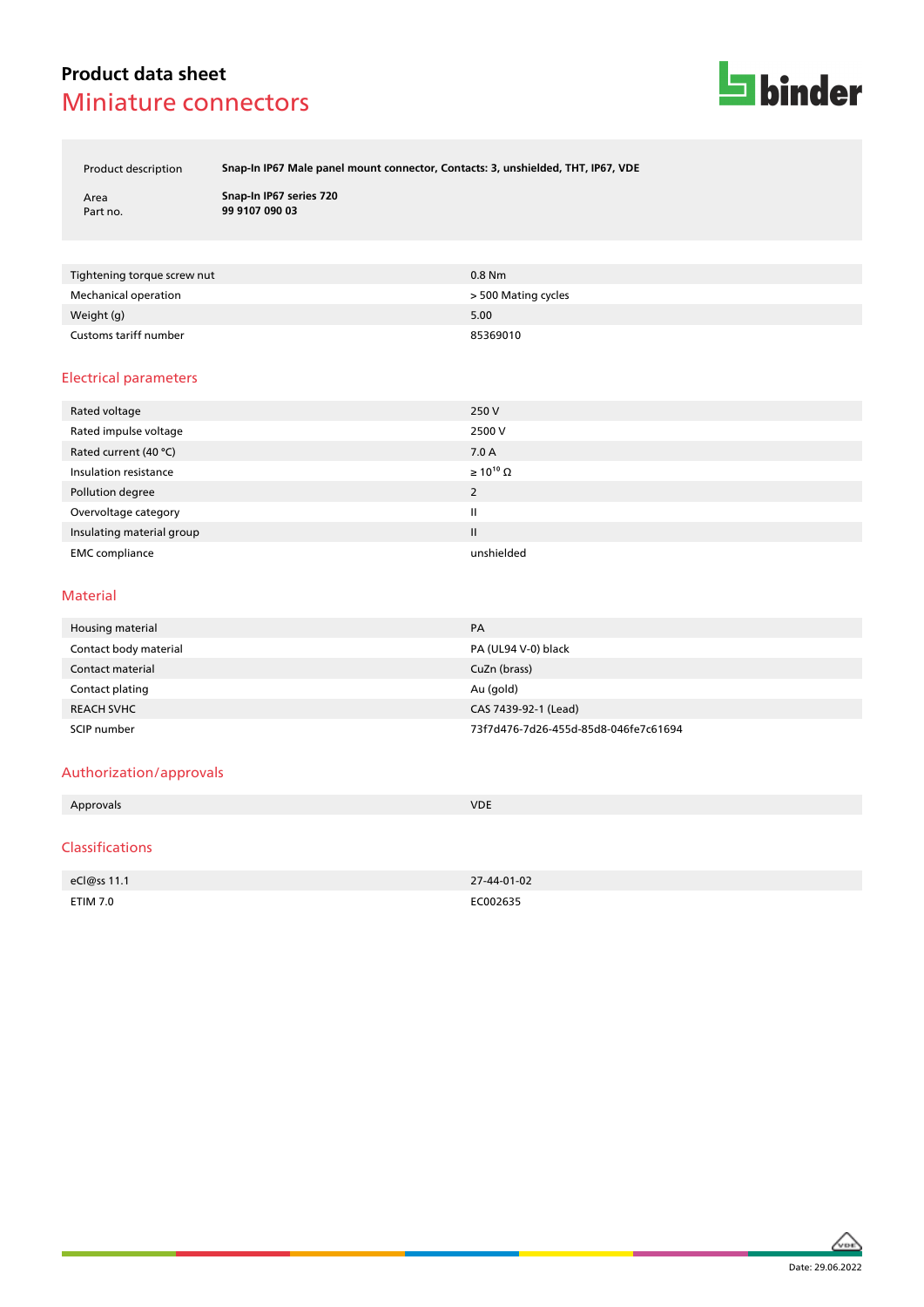## Product data sheet

# Miniature connectors

| | |
|---|---|
| Product description | **Snap-In IP67 Male panel mount connector, Contacts: 3, unshielded, THT, IP67, VDE** |
| Area | **Snap-In IP67 series 720** |
| Part no. | **99 9107 090 03** |

| | |
|---|---|
| Tightening torque screw nut | 0.8 Nm |
| Mechanical operation | > 500 Mating cycles |
| Weight (g) | 5.00 |
| Customs tariff number | 85369010 |

## Electrical parameters

| | |
|---|---|
| Rated voltage | 250 V |
| Rated impulse voltage | 2500 V |
| Rated current (40 °C) | 7.0 A |
| Insulation resistance | $\geq 10^{10}$ Ω |
| Pollution degree | 2 |
| Overvoltage category | II |
| Insulating material group | II |
| EMC compliance | unshielded |

## Material

| | |
|---|---|
| Housing material | PA |
| Contact body material | PA (UL94 V-0) black |
| Contact material | CuZn (brass) |
| Contact plating | Au (gold) |
| REACH SVHC | CAS 7439-92-1 (Lead) |
| SCIP number | 73f7d476-7d26-455d-85d8-046fe7c61694 |

## Authorization/approvals

| | |
|---|---|
| Approvals | VDE |

## Classifications

| | |
|---|---|
| eCl@ss 11.1 | 27-44-01-02 |
| ETIM 7.0 | EC002635 |

Date: 29.06.2022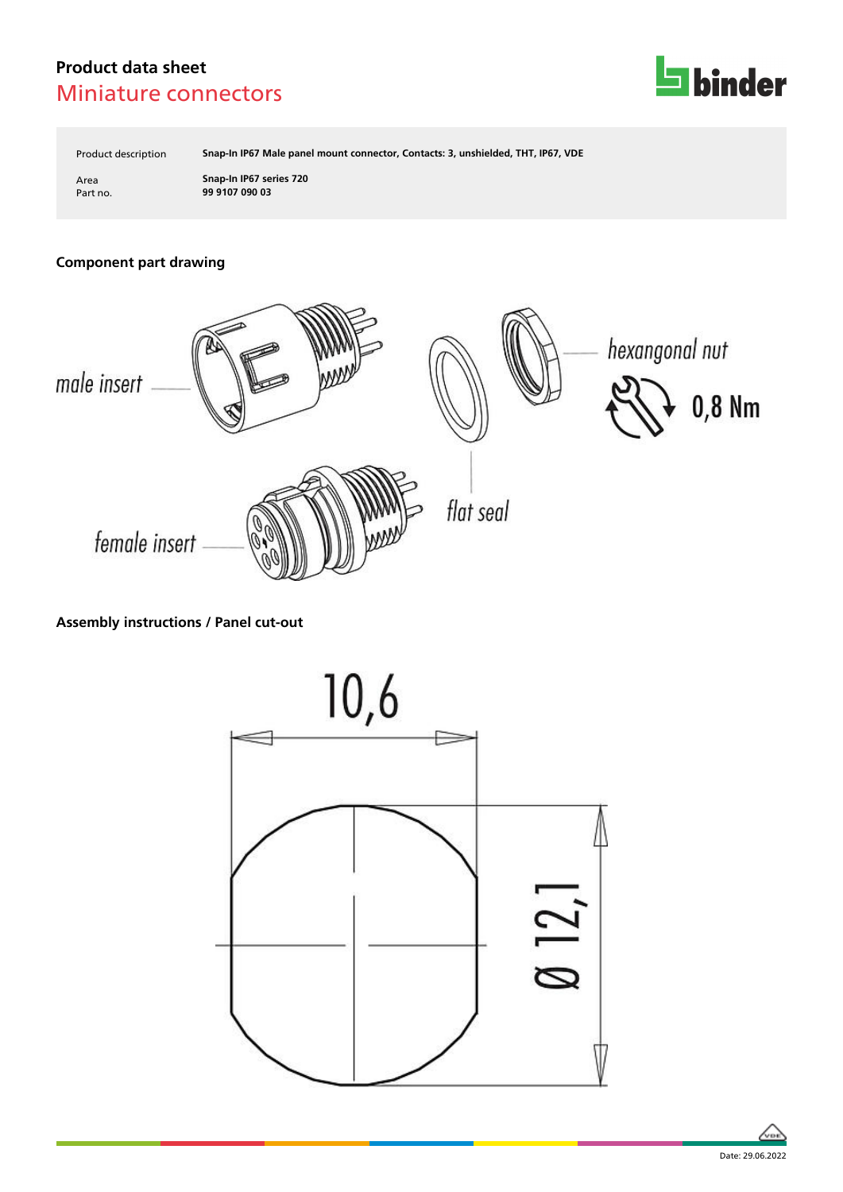# Product data sheet
## Miniature connectors

| | |
|---|---|
| Product description | **Snap-In IP67 Male panel mount connector, Contacts: 3, unshielded, THT, IP67, VDE** |
| Area | **Snap-In IP67 series 720** |
| Part no. | **99 9107 090 03** |

### Component part drawing

male insert

hexangonal nut

0,8 Nm

flat seal

female insert

### Assembly instructions / Panel cut-out

10,6

Ø 12,1

Date: 29.06.2022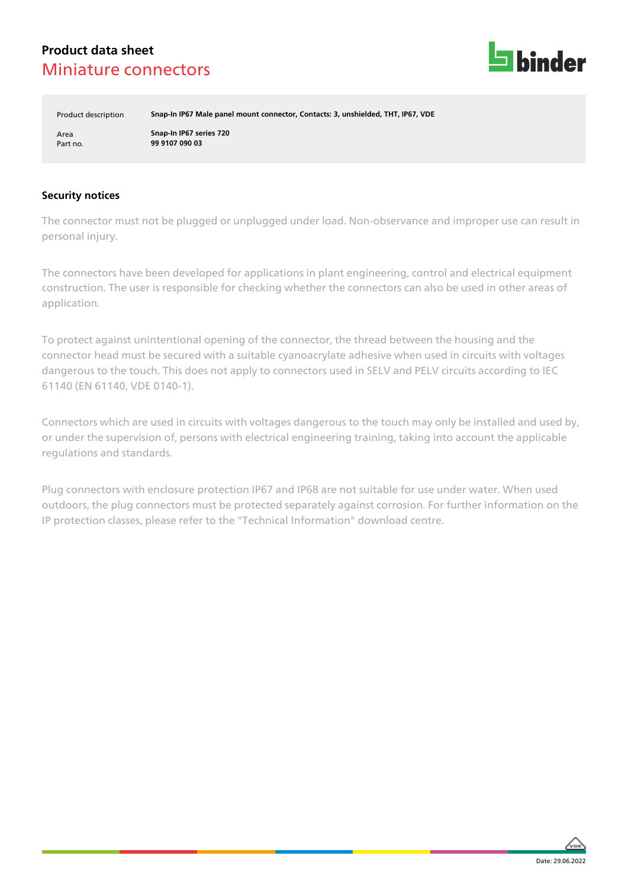## Product data sheet

# Miniature connectors

| | |
|---|---|
| Product description | **Snap-In IP67 Male panel mount connector, Contacts: 3, unshielded, THT, IP67, VDE** |
| Area | **Snap-In IP67 series 720** |
| Part no. | **99 9107 090 03** |

### Security notices

The connector must not be plugged or unplugged under load. Non-observance and improper use can result in personal injury.

The connectors have been developed for applications in plant engineering, control and electrical equipment construction. The user is responsible for checking whether the connectors can also be used in other areas of application.

To protect against unintentional opening of the connector, the thread between the housing and the connector head must be secured with a suitable cyanoacrylate adhesive when used in circuits with voltages dangerous to the touch. This does not apply to connectors used in SELV and PELV circuits according to IEC 61140 (EN 61140, VDE 0140-1).

Connectors which are used in circuits with voltages dangerous to the touch may only be installed and used by, or under the supervision of, persons with electrical engineering training, taking into account the applicable regulations and standards.

Plug connectors with enclosure protection IP67 and IP68 are not suitable for use under water. When used outdoors, the plug connectors must be protected separately against corrosion. For further information on the IP protection classes, please refer to the "Technical Information" download centre.

Date: 29.06.2022